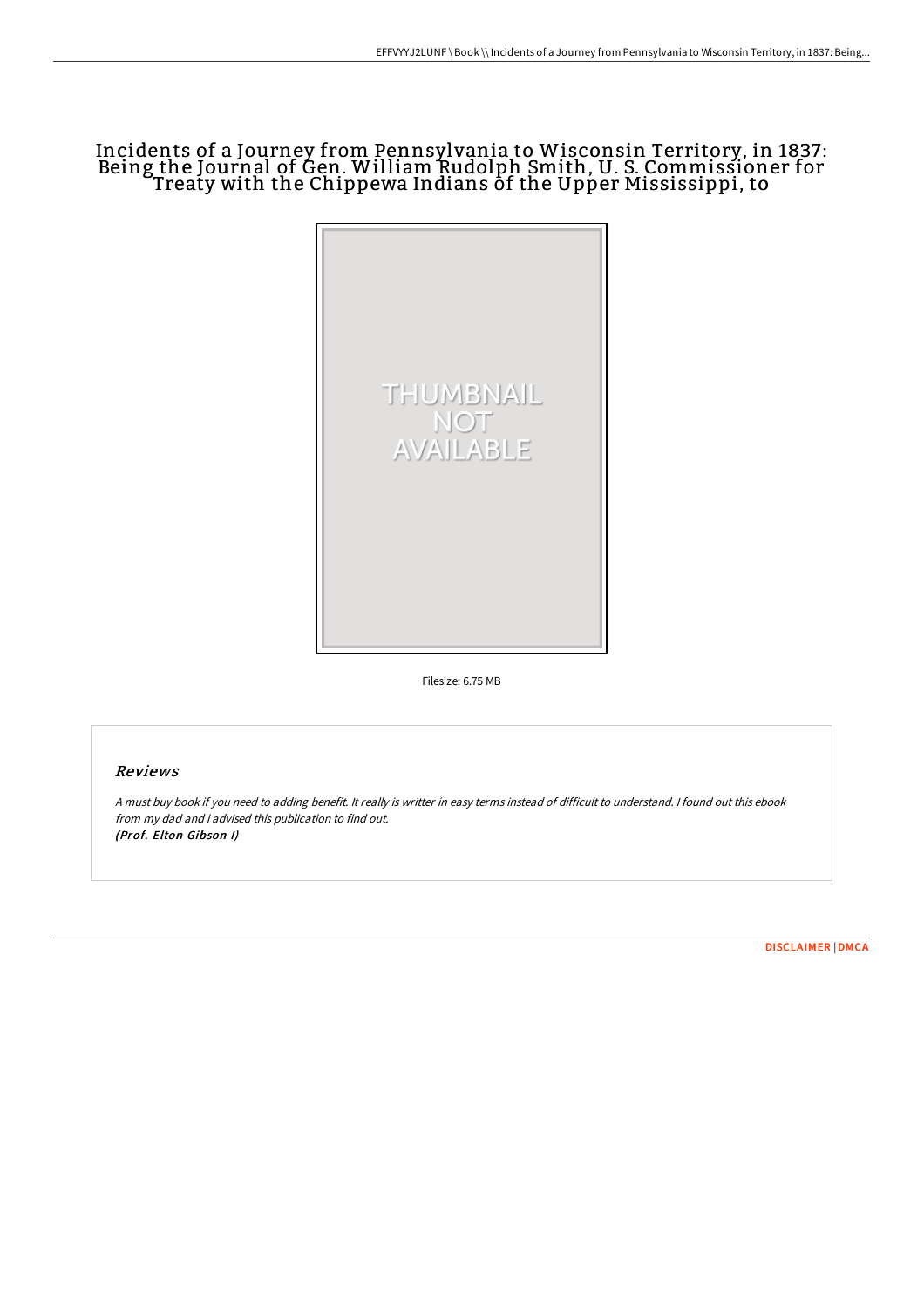# Incidents of a Journey from Pennsylvania to Wisconsin Territory, in 1837: Being the Journal of Gen. William Rudolph Smith, U. S. Commissioner for Treaty with the Chippewa Indians of the Upper Mississippi, to

Filesize: 6.75 MB

## Reviews

*A must buy book if you need to adding benefit. It really is writter in easy terms instead of difficult to understand. I found out this ebook from my dad and i advised this publication to find out.*
*(Prof. Elton Gibson I)*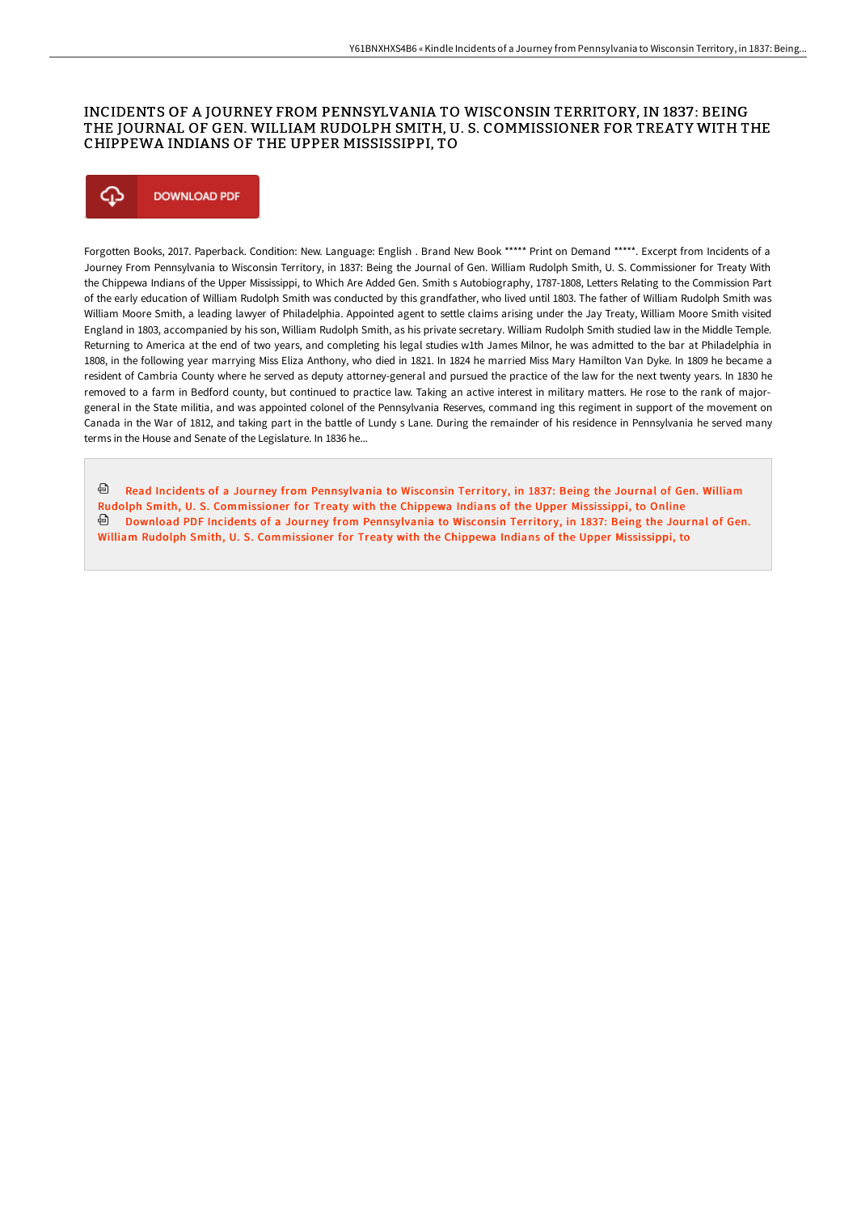# INCIDENTS OF A JOURNEY FROM PENNSYLVANIA TO WISCONSIN TERRITORY, IN 1837: BEING THE JOURNAL OF GEN. WILLIAM RUDOLPH SMITH, U. S. COMMISSIONER FOR TREATY WITH THE CHIPPEWA INDIANS OF THE UPPER MISSISSIPPI, TO

DOWNLOAD PDF

Forgotten Books, 2017. Paperback. Condition: New. Language: English . Brand New Book ***** Print on Demand *****. Excerpt from Incidents of a Journey From Pennsylvania to Wisconsin Territory, in 1837: Being the Journal of Gen. William Rudolph Smith, U. S. Commissioner for Treaty With the Chippewa Indians of the Upper Mississippi, to Which Are Added Gen. Smith s Autobiography, 1787-1808, Letters Relating to the Commission Part of the early education of William Rudolph Smith was conducted by this grandfather, who lived until 1803. The father of William Rudolph Smith was William Moore Smith, a leading lawyer of Philadelphia. Appointed agent to settle claims arising under the Jay Treaty, William Moore Smith visited England in 1803, accompanied by his son, William Rudolph Smith, as his private secretary. William Rudolph Smith studied law in the Middle Temple. Returning to America at the end of two years, and completing his legal studies w1th James Milnor, he was admitted to the bar at Philadelphia in 1808, in the following year marrying Miss Eliza Anthony, who died in 1821. In 1824 he married Miss Mary Hamilton Van Dyke. In 1809 he became a resident of Cambria County where he served as deputy attorney-general and pursued the practice of the law for the next twenty years. In 1830 he removed to a farm in Bedford county, but continued to practice law. Taking an active interest in military matters. He rose to the rank of major-general in the State militia, and was appointed colonel of the Pennsylvania Reserves, command ing this regiment in support of the movement on Canada in the War of 1812, and taking part in the battle of Lundy s Lane. During the remainder of his residence in Pennsylvania he served many terms in the House and Senate of the Legislature. In 1836 he...

Read Incidents of a Journey from Pennsylvania to Wisconsin Territory, in 1837: Being the Journal of Gen. William Rudolph Smith, U. S. Commissioner for Treaty with the Chippewa Indians of the Upper Mississippi, to Online

Download PDF Incidents of a Journey from Pennsylvania to Wisconsin Territory, in 1837: Being the Journal of Gen. William Rudolph Smith, U. S. Commissioner for Treaty with the Chippewa Indians of the Upper Mississippi, to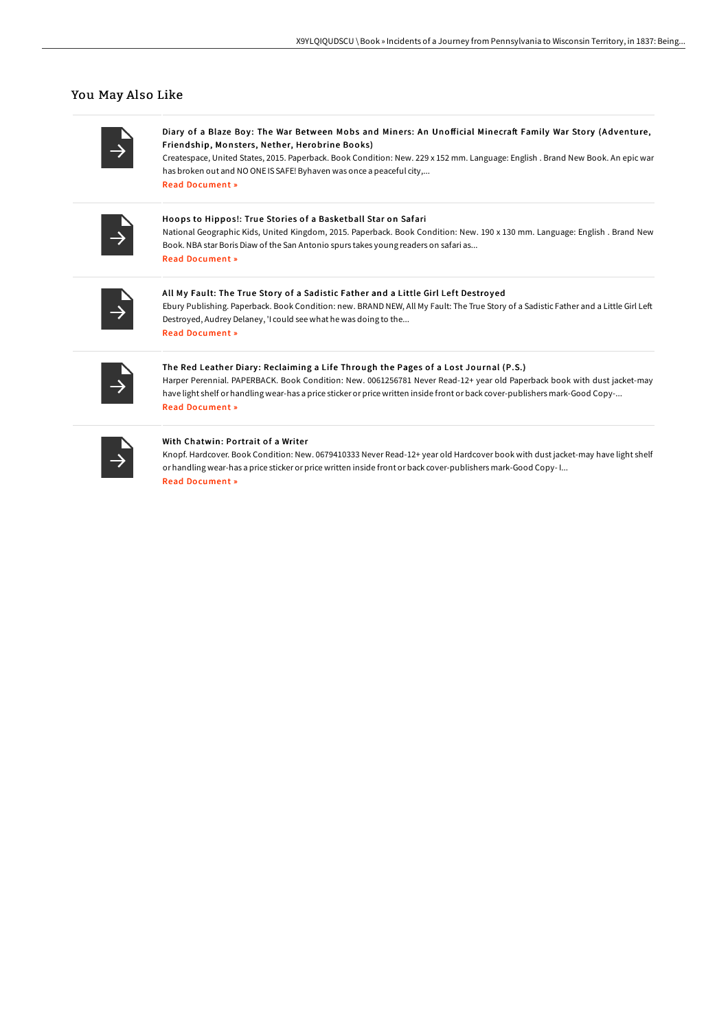## You May Also Like

**Diary of a Blaze Boy: The War Between Mobs and Miners: An Unofficial Minecraft Family War Story (Adventure, Friendship, Monsters, Nether, Herobrine Books)**

Createspace, United States, 2015. Paperback. Book Condition: New. 229 x 152 mm. Language: English . Brand New Book. An epic war has broken out and NO ONE IS SAFE! Byhaven was once a peaceful city,...

Read Document »

**Hoops to Hippos!: True Stories of a Basketball Star on Safari**

National Geographic Kids, United Kingdom, 2015. Paperback. Book Condition: New. 190 x 130 mm. Language: English . Brand New Book. NBA star Boris Diaw of the San Antonio spurs takes young readers on safari as...

Read Document »

**All My Fault: The True Story of a Sadistic Father and a Little Girl Left Destroyed**

Ebury Publishing. Paperback. Book Condition: new. BRAND NEW, All My Fault: The True Story of a Sadistic Father and a Little Girl Left Destroyed, Audrey Delaney, 'I could see what he was doing to the...

Read Document »

**The Red Leather Diary: Reclaiming a Life Through the Pages of a Lost Journal (P.S.)**

Harper Perennial. PAPERBACK. Book Condition: New. 0061256781 Never Read-12+ year old Paperback book with dust jacket-may have light shelf or handling wear-has a price sticker or price written inside front or back cover-publishers mark-Good Copy-...

Read Document »

**With Chatwin: Portrait of a Writer**

Knopf. Hardcover. Book Condition: New. 0679410333 Never Read-12+ year old Hardcover book with dust jacket-may have light shelf or handling wear-has a price sticker or price written inside front or back cover-publishers mark-Good Copy- I...

Read Document »